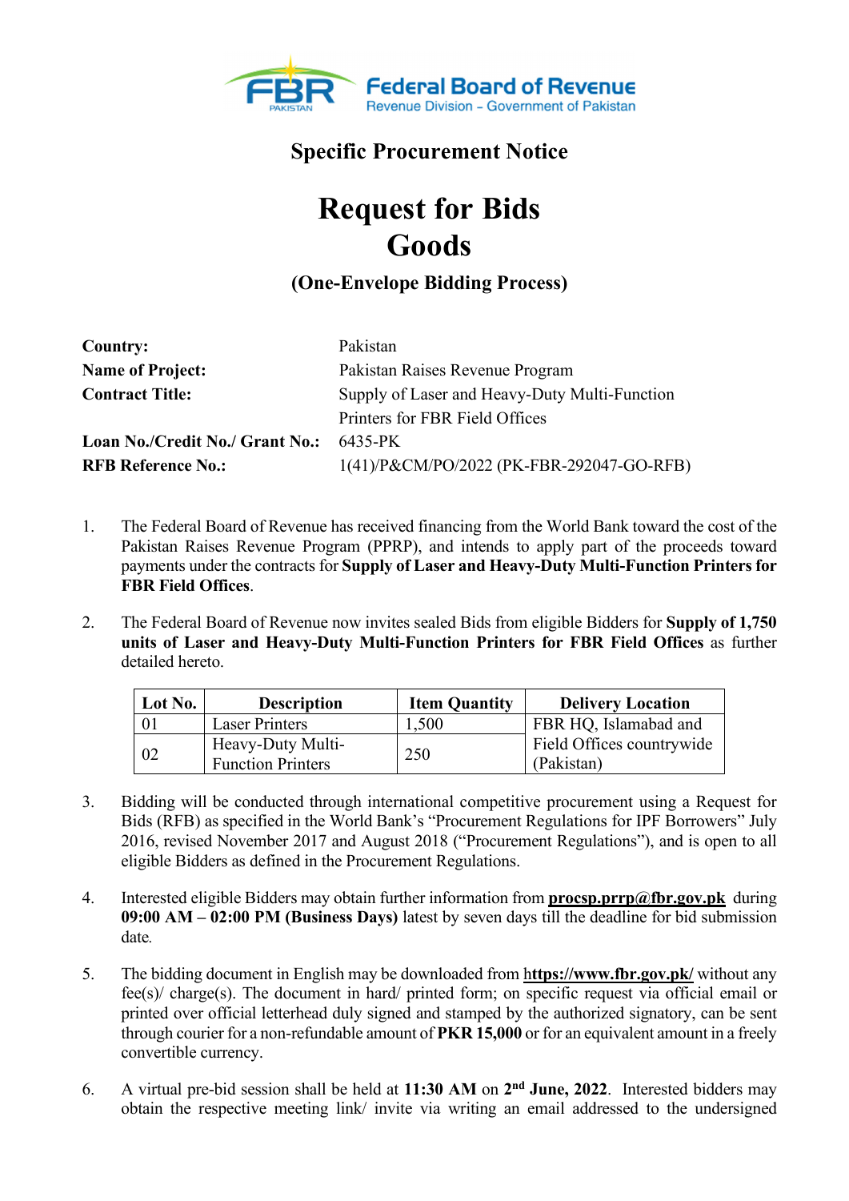**Federal Board of Revenue**
Revenue Division – Government of Pakistan

## Specific Procurement Notice

# Request for Bids
# Goods

### (One-Envelope Bidding Process)

| | |
|---|---|
| **Country:** | Pakistan |
| **Name of Project:** | Pakistan Raises Revenue Program |
| **Contract Title:** | Supply of Laser and Heavy-Duty Multi-Function Printers for FBR Field Offices |
| **Loan No./Credit No./ Grant No.:** | 6435-PK |
| **RFB Reference No.:** | 1(41)/P&CM/PO/2022 (PK-FBR-292047-GO-RFB) |

1. The Federal Board of Revenue has received financing from the World Bank toward the cost of the Pakistan Raises Revenue Program (PPRP), and intends to apply part of the proceeds toward payments under the contracts for **Supply of Laser and Heavy-Duty Multi-Function Printers for FBR Field Offices**.

2. The Federal Board of Revenue now invites sealed Bids from eligible Bidders for **Supply of 1,750 units of Laser and Heavy-Duty Multi-Function Printers for FBR Field Offices** as further detailed hereto.

| Lot No. | Description | Item Quantity | Delivery Location |
|---|---|---|---|
| 01 | Laser Printers | 1,500 | FBR HQ, Islamabad and Field Offices countrywide (Pakistan) |
| 02 | Heavy-Duty Multi-Function Printers | 250 | |

3. Bidding will be conducted through international competitive procurement using a Request for Bids (RFB) as specified in the World Bank's "Procurement Regulations for IPF Borrowers" July 2016, revised November 2017 and August 2018 ("Procurement Regulations"), and is open to all eligible Bidders as defined in the Procurement Regulations.

4. Interested eligible Bidders may obtain further information from **procsp.prrp@fbr.gov.pk** during **09:00 AM – 02:00 PM (Business Days)** latest by seven days till the deadline for bid submission date.

5. The bidding document in English may be downloaded from **https://www.fbr.gov.pk/** without any fee(s)/ charge(s). The document in hard/ printed form; on specific request via official email or printed over official letterhead duly signed and stamped by the authorized signatory, can be sent through courier for a non-refundable amount of **PKR 15,000** or for an equivalent amount in a freely convertible currency.

6. A virtual pre-bid session shall be held at **11:30 AM** on **2nd June, 2022**. Interested bidders may obtain the respective meeting link/ invite via writing an email addressed to the undersigned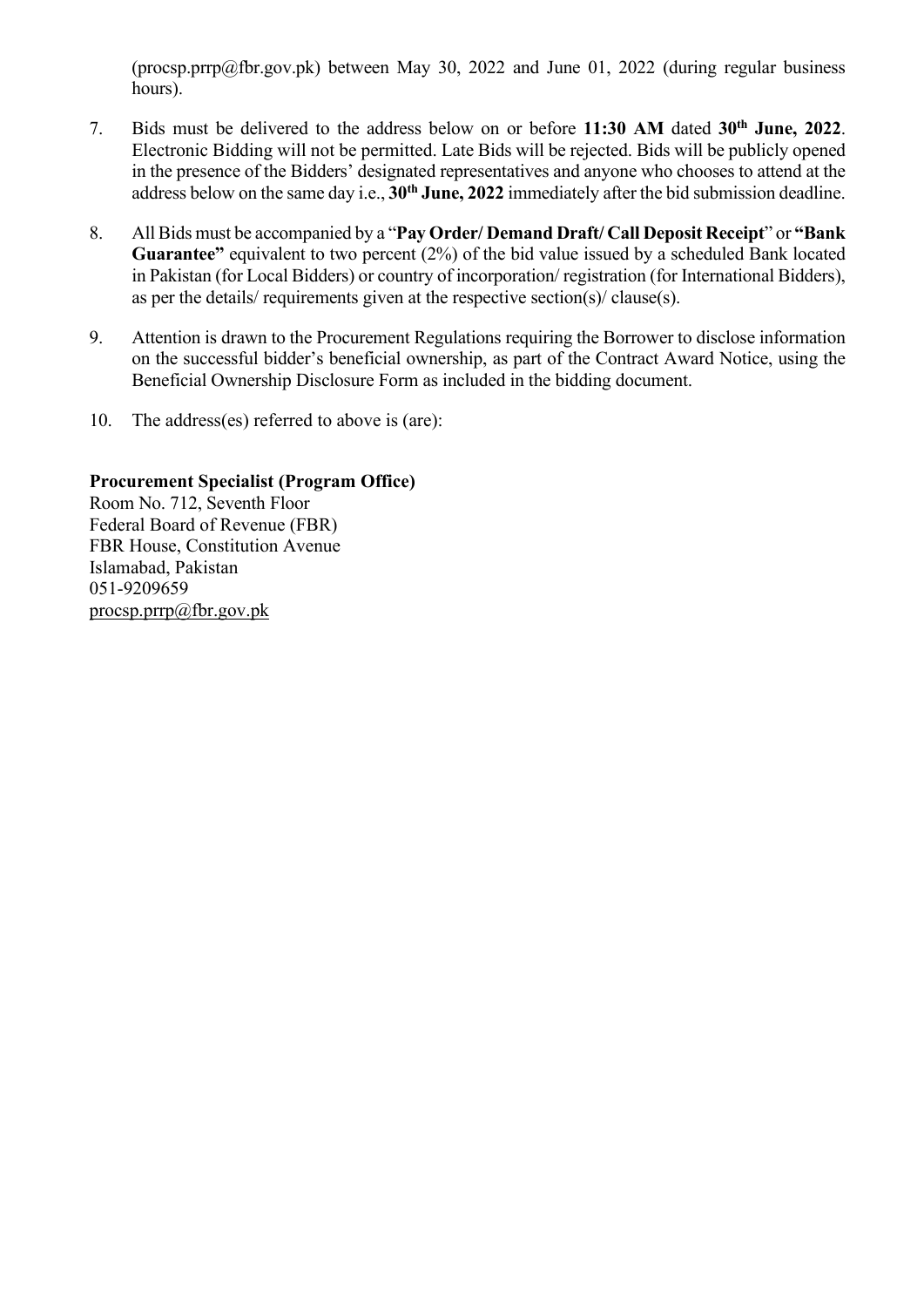(procsp.prrp@fbr.gov.pk) between May 30, 2022 and June 01, 2022 (during regular business hours).

7. Bids must be delivered to the address below on or before **11:30 AM** dated **30th June, 2022**. Electronic Bidding will not be permitted. Late Bids will be rejected. Bids will be publicly opened in the presence of the Bidders' designated representatives and anyone who chooses to attend at the address below on the same day i.e., **30th June, 2022** immediately after the bid submission deadline.

8. All Bids must be accompanied by a "**Pay Order/ Demand Draft/ Call Deposit Receipt**" or **"Bank Guarantee"** equivalent to two percent (2%) of the bid value issued by a scheduled Bank located in Pakistan (for Local Bidders) or country of incorporation/ registration (for International Bidders), as per the details/ requirements given at the respective section(s)/ clause(s).

9. Attention is drawn to the Procurement Regulations requiring the Borrower to disclose information on the successful bidder's beneficial ownership, as part of the Contract Award Notice, using the Beneficial Ownership Disclosure Form as included in the bidding document.

10. The address(es) referred to above is (are):

**Procurement Specialist (Program Office)**
Room No. 712, Seventh Floor
Federal Board of Revenue (FBR)
FBR House, Constitution Avenue
Islamabad, Pakistan
051-9209659
procsp.prrp@fbr.gov.pk